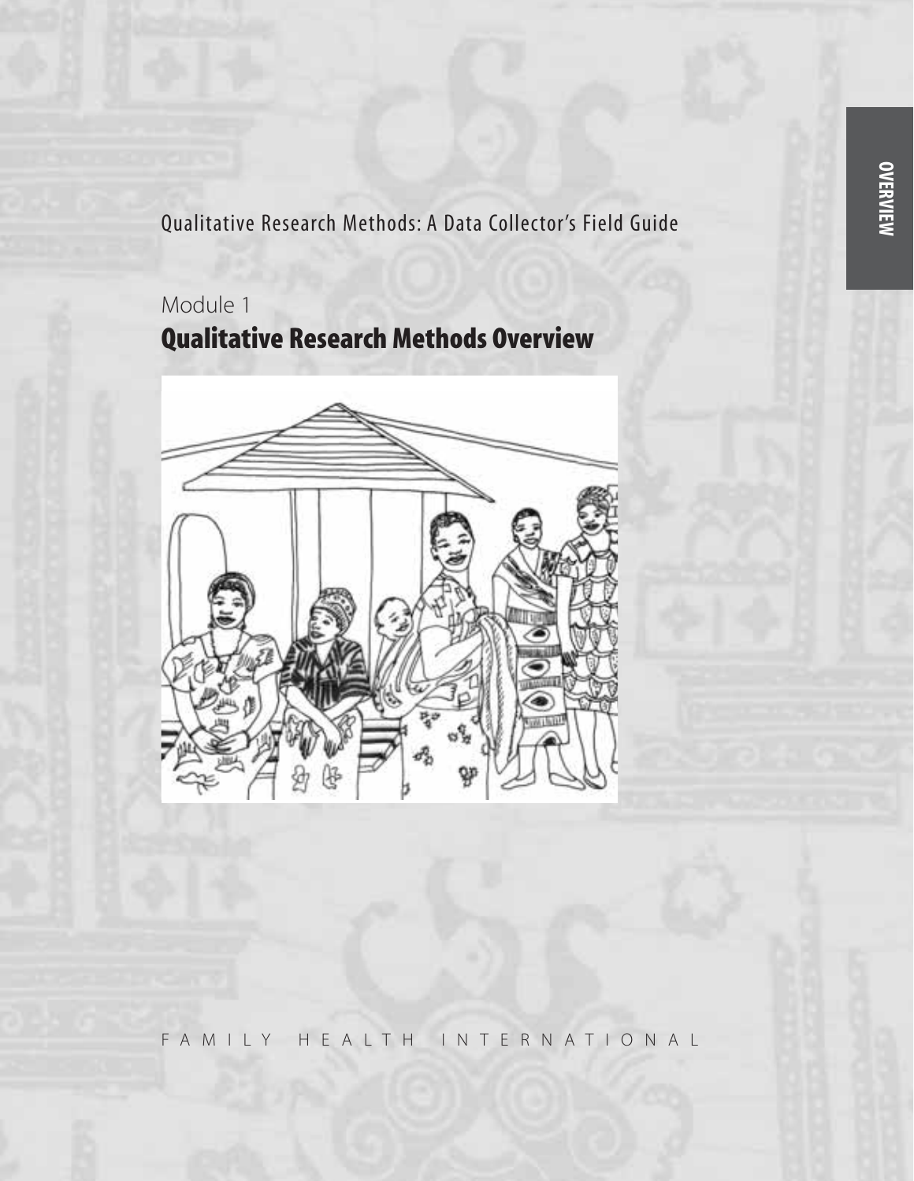Qualitative Research Methods: A Data Collector's Field Guide

Module 1

# Qualitative Research Methods Overview

FAMILY HEALTH INTERNATIONAL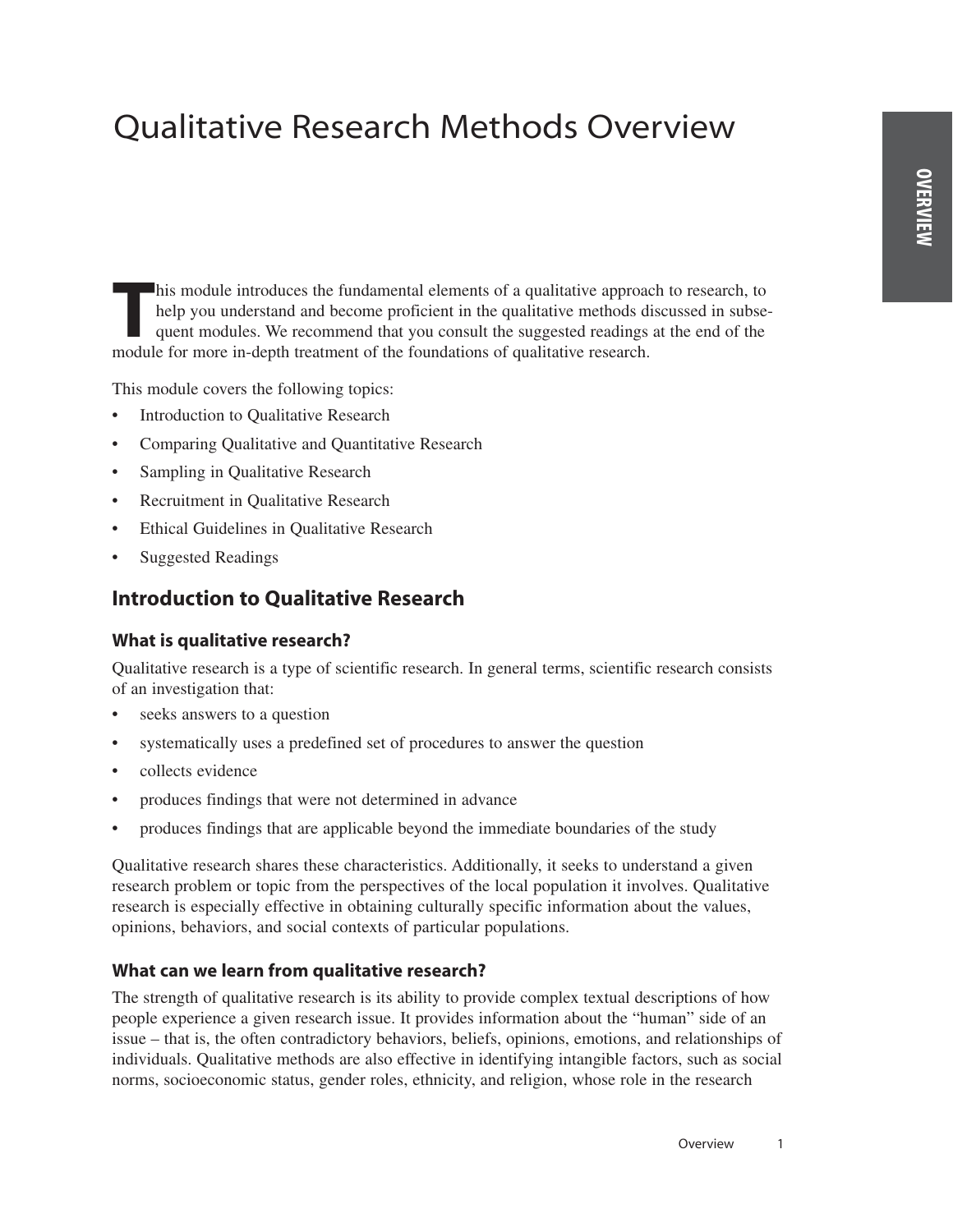# Qualitative Research Methods Overview

This module introduces the fundamental elements of a qualitative approach to research, to help you understand and become proficient in the qualitative methods discussed in subsequent modules. We recommend that you consult the suggested readings at the end of the module for more in-depth treatment of the foundations of qualitative research.

This module covers the following topics:

- Introduction to Qualitative Research
- Comparing Qualitative and Quantitative Research
- Sampling in Qualitative Research
- Recruitment in Qualitative Research
- Ethical Guidelines in Qualitative Research
- Suggested Readings

## Introduction to Qualitative Research

### What is qualitative research?

Qualitative research is a type of scientific research. In general terms, scientific research consists of an investigation that:

- seeks answers to a question
- systematically uses a predefined set of procedures to answer the question
- collects evidence
- produces findings that were not determined in advance
- produces findings that are applicable beyond the immediate boundaries of the study

Qualitative research shares these characteristics. Additionally, it seeks to understand a given research problem or topic from the perspectives of the local population it involves. Qualitative research is especially effective in obtaining culturally specific information about the values, opinions, behaviors, and social contexts of particular populations.

### What can we learn from qualitative research?

The strength of qualitative research is its ability to provide complex textual descriptions of how people experience a given research issue. It provides information about the "human" side of an issue – that is, the often contradictory behaviors, beliefs, opinions, emotions, and relationships of individuals. Qualitative methods are also effective in identifying intangible factors, such as social norms, socioeconomic status, gender roles, ethnicity, and religion, whose role in the research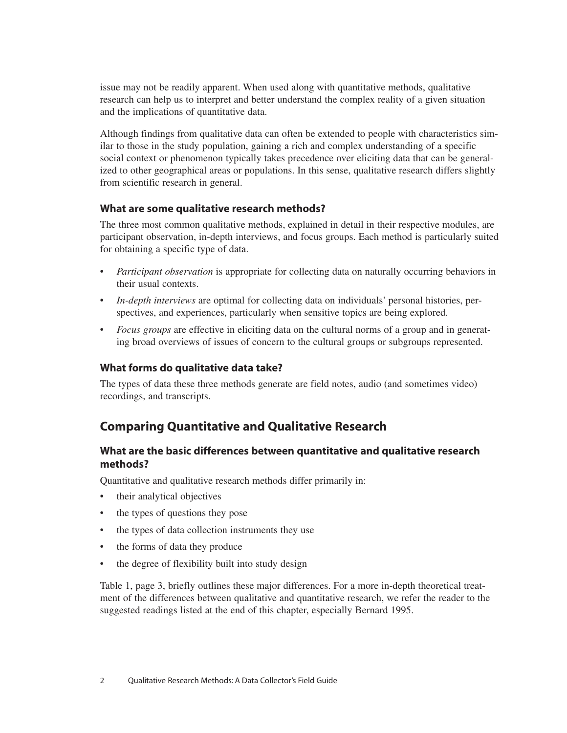issue may not be readily apparent. When used along with quantitative methods, qualitative research can help us to interpret and better understand the complex reality of a given situation and the implications of quantitative data.

Although findings from qualitative data can often be extended to people with characteristics similar to those in the study population, gaining a rich and complex understanding of a specific social context or phenomenon typically takes precedence over eliciting data that can be generalized to other geographical areas or populations. In this sense, qualitative research differs slightly from scientific research in general.

### What are some qualitative research methods?

The three most common qualitative methods, explained in detail in their respective modules, are participant observation, in-depth interviews, and focus groups. Each method is particularly suited for obtaining a specific type of data.

- *Participant observation* is appropriate for collecting data on naturally occurring behaviors in their usual contexts.
- *In-depth interviews* are optimal for collecting data on individuals' personal histories, perspectives, and experiences, particularly when sensitive topics are being explored.
- *Focus groups* are effective in eliciting data on the cultural norms of a group and in generating broad overviews of issues of concern to the cultural groups or subgroups represented.

### What forms do qualitative data take?

The types of data these three methods generate are field notes, audio (and sometimes video) recordings, and transcripts.

## Comparing Quantitative and Qualitative Research

### What are the basic differences between quantitative and qualitative research methods?

Quantitative and qualitative research methods differ primarily in:

- their analytical objectives
- the types of questions they pose
- the types of data collection instruments they use
- the forms of data they produce
- the degree of flexibility built into study design

Table 1, page 3, briefly outlines these major differences. For a more in-depth theoretical treatment of the differences between qualitative and quantitative research, we refer the reader to the suggested readings listed at the end of this chapter, especially Bernard 1995.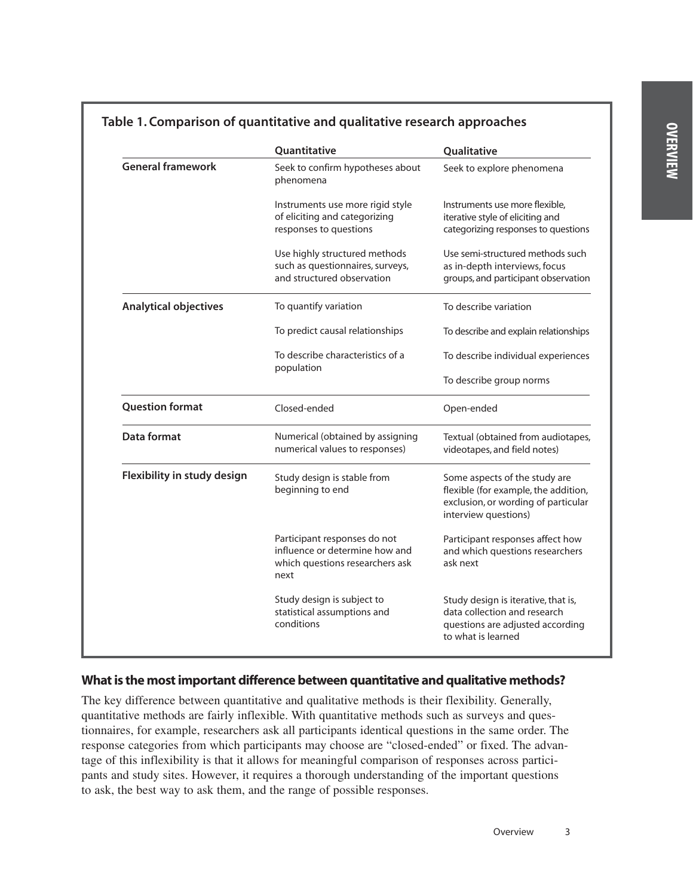**Table 1. Comparison of quantitative and qualitative research approaches**

| | Quantitative | Qualitative |
|---|---|---|
| **General framework** | Seek to confirm hypotheses about phenomena | Seek to explore phenomena |
| | Instruments use more rigid style of eliciting and categorizing responses to questions | Instruments use more flexible, iterative style of eliciting and categorizing responses to questions |
| | Use highly structured methods such as questionnaires, surveys, and structured observation | Use semi-structured methods such as in-depth interviews, focus groups, and participant observation |
| **Analytical objectives** | To quantify variation | To describe variation |
| | To predict causal relationships | To describe and explain relationships |
| | To describe characteristics of a population | To describe individual experiences |
| | | To describe group norms |
| **Question format** | Closed-ended | Open-ended |
| **Data format** | Numerical (obtained by assigning numerical values to responses) | Textual (obtained from audiotapes, videotapes, and field notes) |
| **Flexibility in study design** | Study design is stable from beginning to end | Some aspects of the study are flexible (for example, the addition, exclusion, or wording of particular interview questions) |
| | Participant responses do not influence or determine how and which questions researchers ask next | Participant responses affect how and which questions researchers ask next |
| | Study design is subject to statistical assumptions and conditions | Study design is iterative, that is, data collection and research questions are adjusted according to what is learned |

### What is the most important difference between quantitative and qualitative methods?

The key difference between quantitative and qualitative methods is their flexibility. Generally, quantitative methods are fairly inflexible. With quantitative methods such as surveys and questionnaires, for example, researchers ask all participants identical questions in the same order. The response categories from which participants may choose are "closed-ended" or fixed. The advantage of this inflexibility is that it allows for meaningful comparison of responses across participants and study sites. However, it requires a thorough understanding of the important questions to ask, the best way to ask them, and the range of possible responses.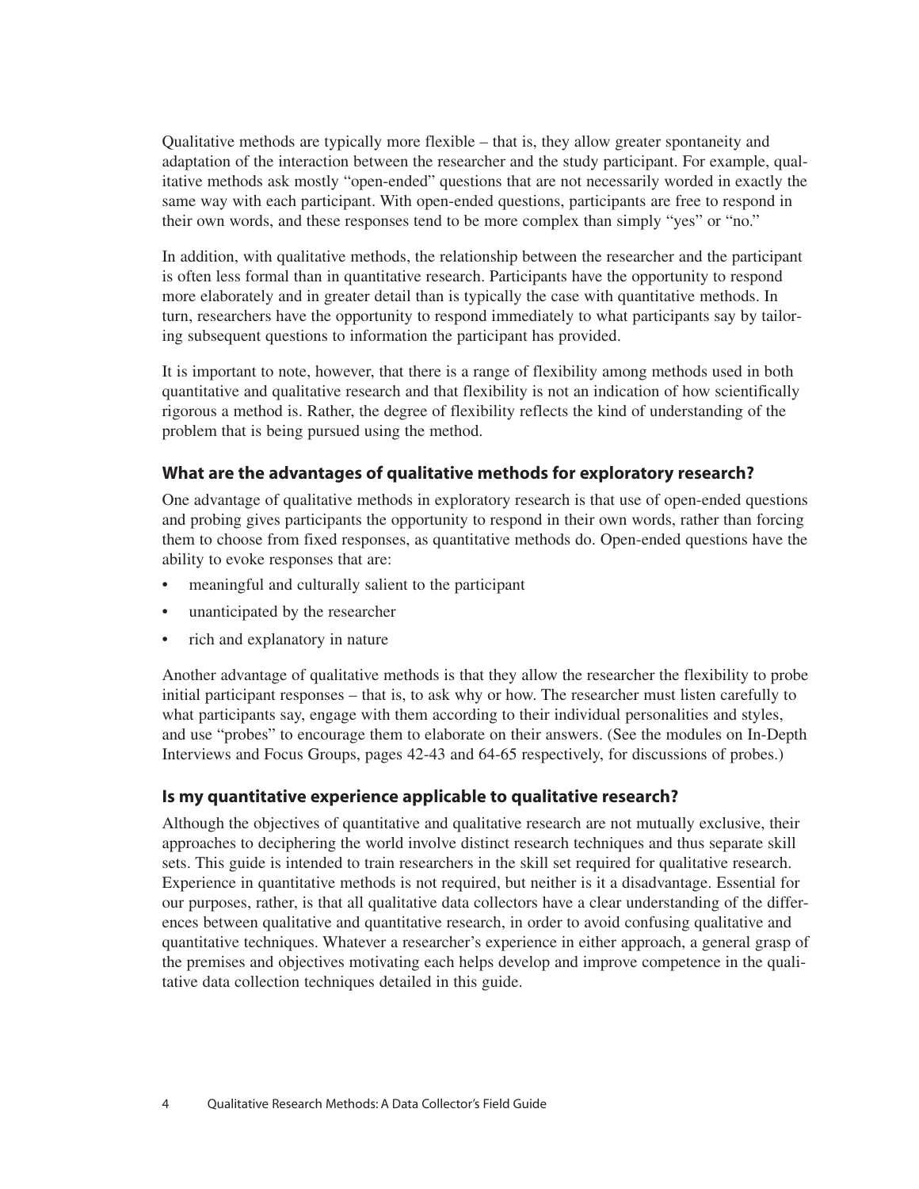Qualitative methods are typically more flexible – that is, they allow greater spontaneity and adaptation of the interaction between the researcher and the study participant. For example, qualitative methods ask mostly "open-ended" questions that are not necessarily worded in exactly the same way with each participant. With open-ended questions, participants are free to respond in their own words, and these responses tend to be more complex than simply "yes" or "no."

In addition, with qualitative methods, the relationship between the researcher and the participant is often less formal than in quantitative research. Participants have the opportunity to respond more elaborately and in greater detail than is typically the case with quantitative methods. In turn, researchers have the opportunity to respond immediately to what participants say by tailoring subsequent questions to information the participant has provided.

It is important to note, however, that there is a range of flexibility among methods used in both quantitative and qualitative research and that flexibility is not an indication of how scientifically rigorous a method is. Rather, the degree of flexibility reflects the kind of understanding of the problem that is being pursued using the method.

### What are the advantages of qualitative methods for exploratory research?

One advantage of qualitative methods in exploratory research is that use of open-ended questions and probing gives participants the opportunity to respond in their own words, rather than forcing them to choose from fixed responses, as quantitative methods do. Open-ended questions have the ability to evoke responses that are:

- meaningful and culturally salient to the participant
- unanticipated by the researcher
- rich and explanatory in nature

Another advantage of qualitative methods is that they allow the researcher the flexibility to probe initial participant responses – that is, to ask why or how. The researcher must listen carefully to what participants say, engage with them according to their individual personalities and styles, and use "probes" to encourage them to elaborate on their answers. (See the modules on In-Depth Interviews and Focus Groups, pages 42-43 and 64-65 respectively, for discussions of probes.)

### Is my quantitative experience applicable to qualitative research?

Although the objectives of quantitative and qualitative research are not mutually exclusive, their approaches to deciphering the world involve distinct research techniques and thus separate skill sets. This guide is intended to train researchers in the skill set required for qualitative research. Experience in quantitative methods is not required, but neither is it a disadvantage. Essential for our purposes, rather, is that all qualitative data collectors have a clear understanding of the differences between qualitative and quantitative research, in order to avoid confusing qualitative and quantitative techniques. Whatever a researcher's experience in either approach, a general grasp of the premises and objectives motivating each helps develop and improve competence in the qualitative data collection techniques detailed in this guide.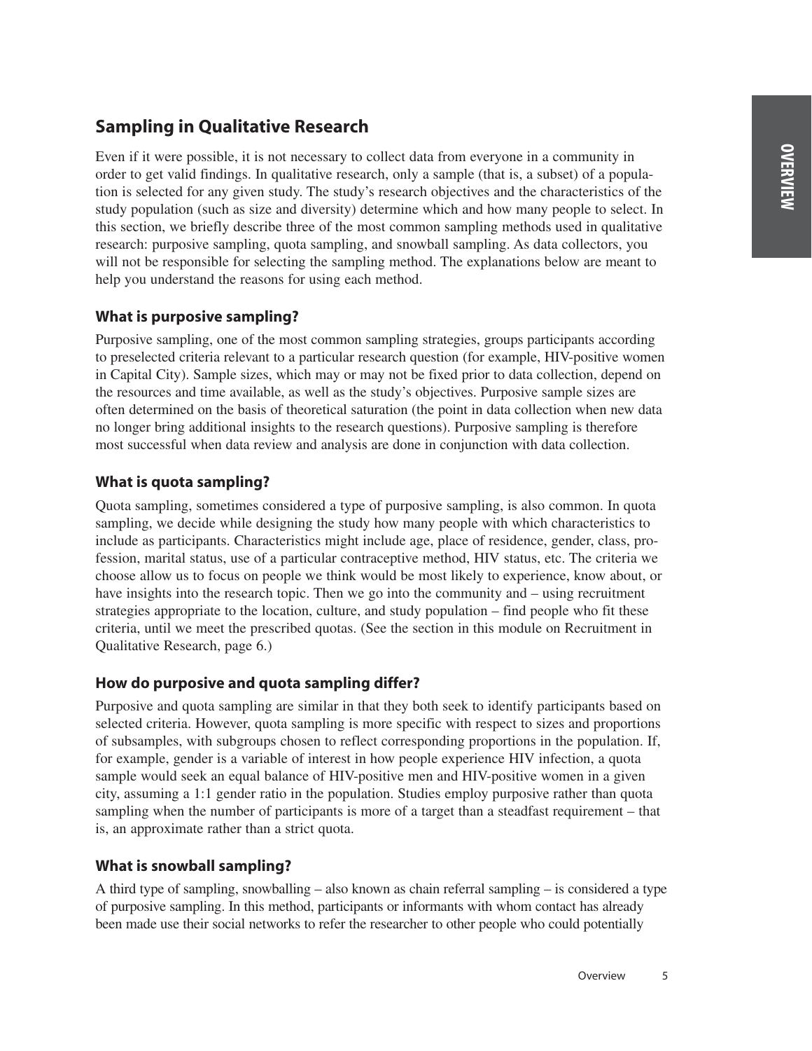## Sampling in Qualitative Research

Even if it were possible, it is not necessary to collect data from everyone in a community in order to get valid findings. In qualitative research, only a sample (that is, a subset) of a population is selected for any given study. The study's research objectives and the characteristics of the study population (such as size and diversity) determine which and how many people to select. In this section, we briefly describe three of the most common sampling methods used in qualitative research: purposive sampling, quota sampling, and snowball sampling. As data collectors, you will not be responsible for selecting the sampling method. The explanations below are meant to help you understand the reasons for using each method.

### What is purposive sampling?

Purposive sampling, one of the most common sampling strategies, groups participants according to preselected criteria relevant to a particular research question (for example, HIV-positive women in Capital City). Sample sizes, which may or may not be fixed prior to data collection, depend on the resources and time available, as well as the study's objectives. Purposive sample sizes are often determined on the basis of theoretical saturation (the point in data collection when new data no longer bring additional insights to the research questions). Purposive sampling is therefore most successful when data review and analysis are done in conjunction with data collection.

### What is quota sampling?

Quota sampling, sometimes considered a type of purposive sampling, is also common. In quota sampling, we decide while designing the study how many people with which characteristics to include as participants. Characteristics might include age, place of residence, gender, class, profession, marital status, use of a particular contraceptive method, HIV status, etc. The criteria we choose allow us to focus on people we think would be most likely to experience, know about, or have insights into the research topic. Then we go into the community and – using recruitment strategies appropriate to the location, culture, and study population – find people who fit these criteria, until we meet the prescribed quotas. (See the section in this module on Recruitment in Qualitative Research, page 6.)

### How do purposive and quota sampling differ?

Purposive and quota sampling are similar in that they both seek to identify participants based on selected criteria. However, quota sampling is more specific with respect to sizes and proportions of subsamples, with subgroups chosen to reflect corresponding proportions in the population. If, for example, gender is a variable of interest in how people experience HIV infection, a quota sample would seek an equal balance of HIV-positive men and HIV-positive women in a given city, assuming a 1:1 gender ratio in the population. Studies employ purposive rather than quota sampling when the number of participants is more of a target than a steadfast requirement – that is, an approximate rather than a strict quota.

### What is snowball sampling?

A third type of sampling, snowballing – also known as chain referral sampling – is considered a type of purposive sampling. In this method, participants or informants with whom contact has already been made use their social networks to refer the researcher to other people who could potentially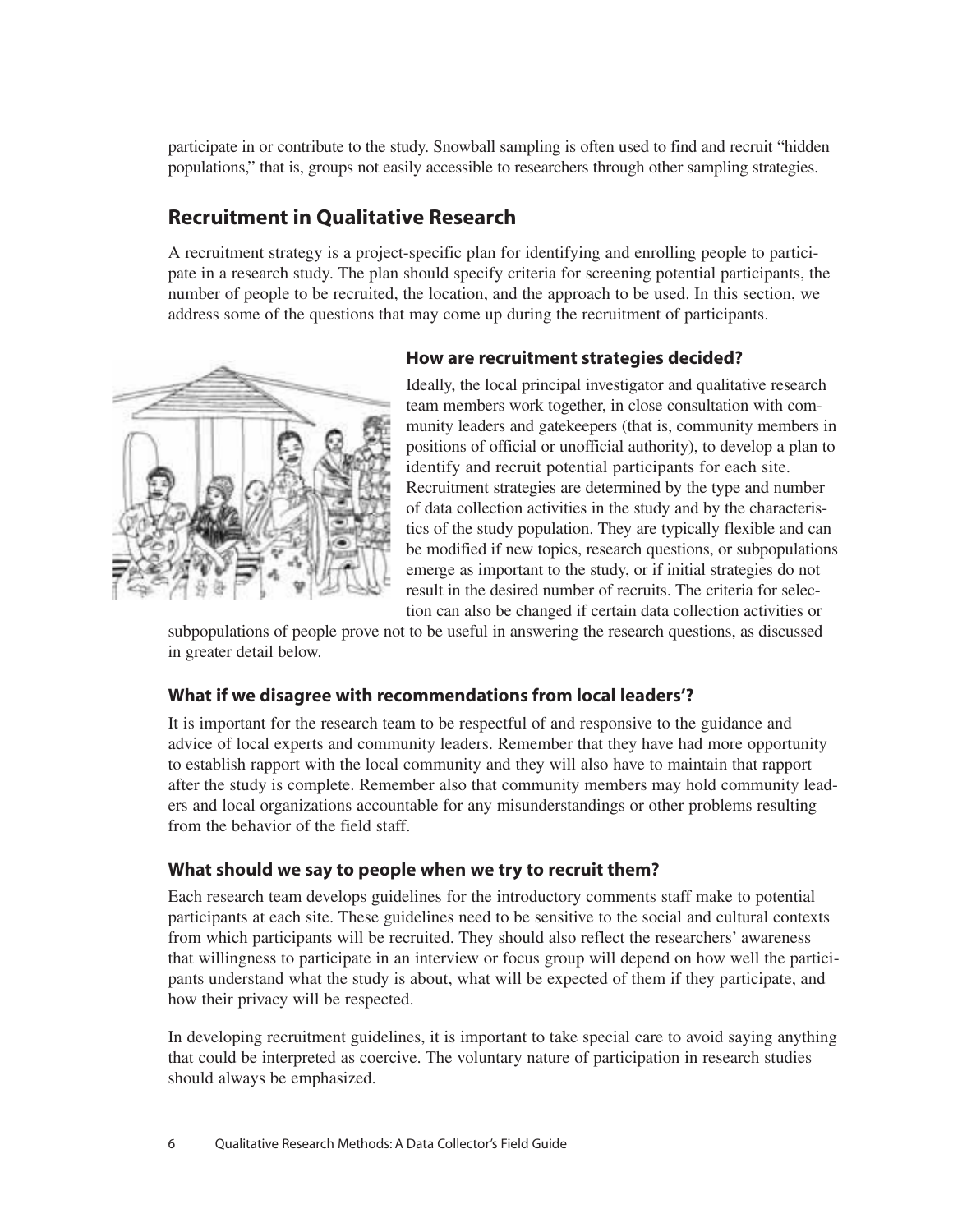participate in or contribute to the study. Snowball sampling is often used to find and recruit "hidden populations," that is, groups not easily accessible to researchers through other sampling strategies.

## Recruitment in Qualitative Research

A recruitment strategy is a project-specific plan for identifying and enrolling people to participate in a research study. The plan should specify criteria for screening potential participants, the number of people to be recruited, the location, and the approach to be used. In this section, we address some of the questions that may come up during the recruitment of participants.

### How are recruitment strategies decided?

Ideally, the local principal investigator and qualitative research team members work together, in close consultation with community leaders and gatekeepers (that is, community members in positions of official or unofficial authority), to develop a plan to identify and recruit potential participants for each site. Recruitment strategies are determined by the type and number of data collection activities in the study and by the characteristics of the study population. They are typically flexible and can be modified if new topics, research questions, or subpopulations emerge as important to the study, or if initial strategies do not result in the desired number of recruits. The criteria for selection can also be changed if certain data collection activities or subpopulations of people prove not to be useful in answering the research questions, as discussed in greater detail below.

### What if we disagree with recommendations from local leaders'?

It is important for the research team to be respectful of and responsive to the guidance and advice of local experts and community leaders. Remember that they have had more opportunity to establish rapport with the local community and they will also have to maintain that rapport after the study is complete. Remember also that community members may hold community leaders and local organizations accountable for any misunderstandings or other problems resulting from the behavior of the field staff.

### What should we say to people when we try to recruit them?

Each research team develops guidelines for the introductory comments staff make to potential participants at each site. These guidelines need to be sensitive to the social and cultural contexts from which participants will be recruited. They should also reflect the researchers' awareness that willingness to participate in an interview or focus group will depend on how well the participants understand what the study is about, what will be expected of them if they participate, and how their privacy will be respected.

In developing recruitment guidelines, it is important to take special care to avoid saying anything that could be interpreted as coercive. The voluntary nature of participation in research studies should always be emphasized.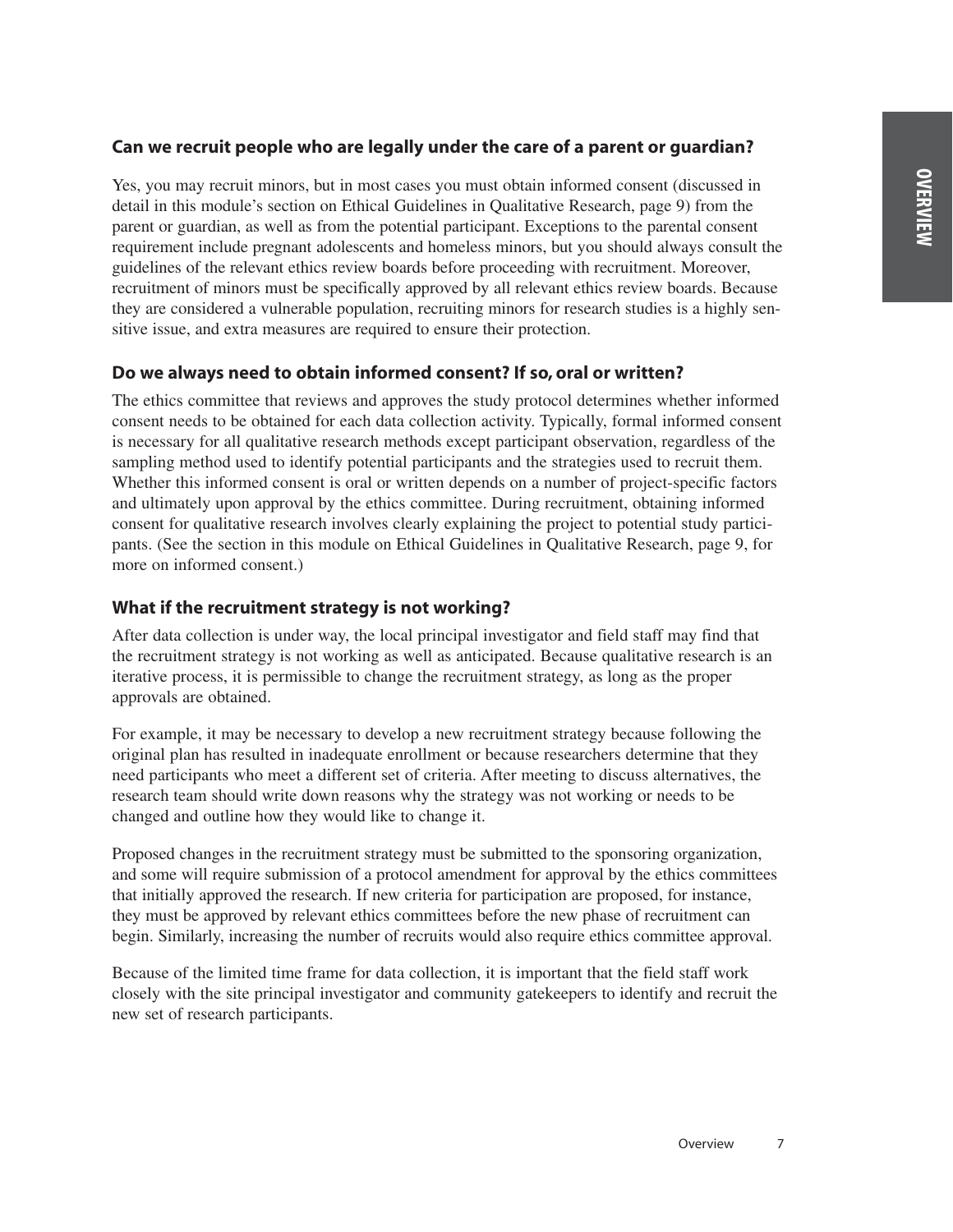### Can we recruit people who are legally under the care of a parent or guardian?

Yes, you may recruit minors, but in most cases you must obtain informed consent (discussed in detail in this module's section on Ethical Guidelines in Qualitative Research, page 9) from the parent or guardian, as well as from the potential participant. Exceptions to the parental consent requirement include pregnant adolescents and homeless minors, but you should always consult the guidelines of the relevant ethics review boards before proceeding with recruitment. Moreover, recruitment of minors must be specifically approved by all relevant ethics review boards. Because they are considered a vulnerable population, recruiting minors for research studies is a highly sensitive issue, and extra measures are required to ensure their protection.

### Do we always need to obtain informed consent? If so, oral or written?

The ethics committee that reviews and approves the study protocol determines whether informed consent needs to be obtained for each data collection activity. Typically, formal informed consent is necessary for all qualitative research methods except participant observation, regardless of the sampling method used to identify potential participants and the strategies used to recruit them. Whether this informed consent is oral or written depends on a number of project-specific factors and ultimately upon approval by the ethics committee. During recruitment, obtaining informed consent for qualitative research involves clearly explaining the project to potential study participants. (See the section in this module on Ethical Guidelines in Qualitative Research, page 9, for more on informed consent.)

### What if the recruitment strategy is not working?

After data collection is under way, the local principal investigator and field staff may find that the recruitment strategy is not working as well as anticipated. Because qualitative research is an iterative process, it is permissible to change the recruitment strategy, as long as the proper approvals are obtained.

For example, it may be necessary to develop a new recruitment strategy because following the original plan has resulted in inadequate enrollment or because researchers determine that they need participants who meet a different set of criteria. After meeting to discuss alternatives, the research team should write down reasons why the strategy was not working or needs to be changed and outline how they would like to change it.

Proposed changes in the recruitment strategy must be submitted to the sponsoring organization, and some will require submission of a protocol amendment for approval by the ethics committees that initially approved the research. If new criteria for participation are proposed, for instance, they must be approved by relevant ethics committees before the new phase of recruitment can begin. Similarly, increasing the number of recruits would also require ethics committee approval.

Because of the limited time frame for data collection, it is important that the field staff work closely with the site principal investigator and community gatekeepers to identify and recruit the new set of research participants.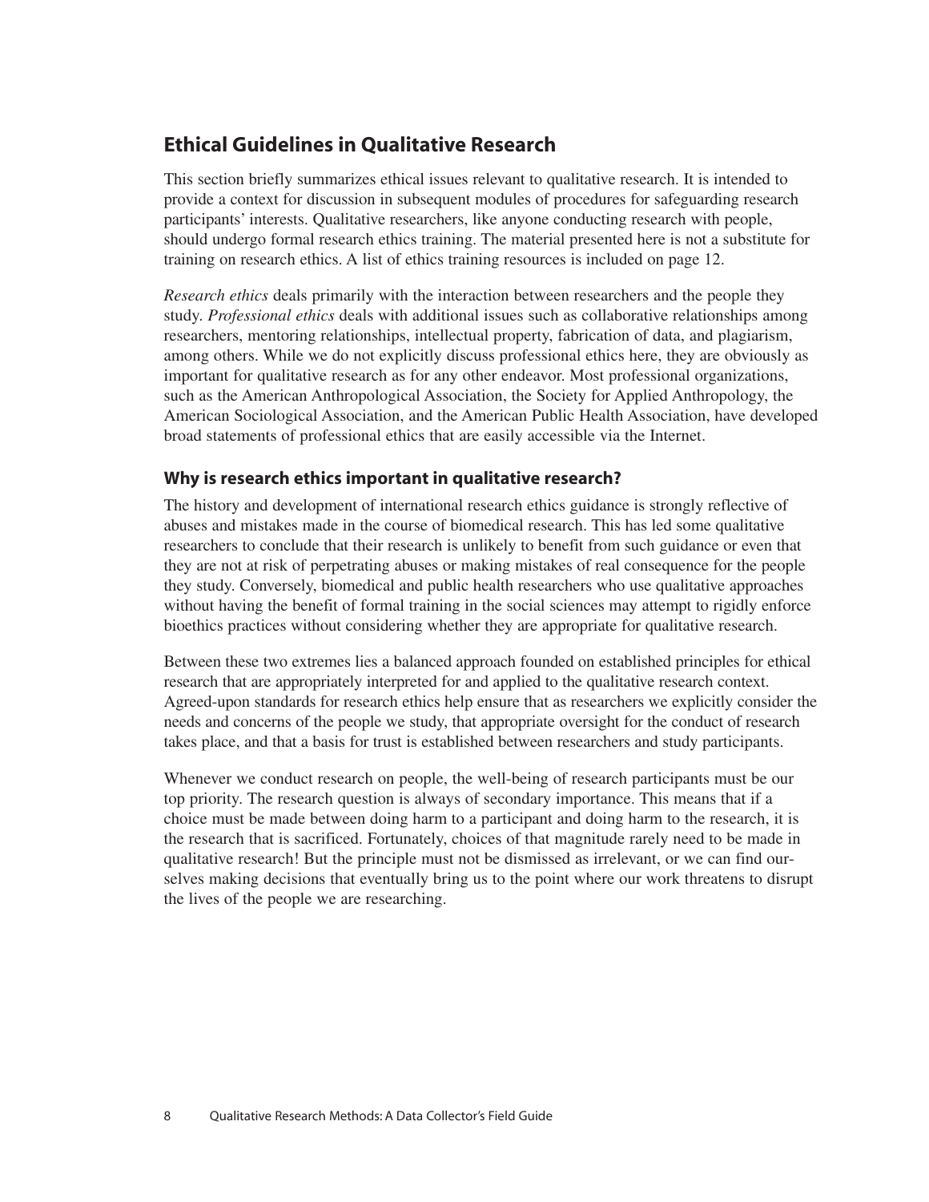## Ethical Guidelines in Qualitative Research

This section briefly summarizes ethical issues relevant to qualitative research. It is intended to provide a context for discussion in subsequent modules of procedures for safeguarding research participants' interests. Qualitative researchers, like anyone conducting research with people, should undergo formal research ethics training. The material presented here is not a substitute for training on research ethics. A list of ethics training resources is included on page 12.

*Research ethics* deals primarily with the interaction between researchers and the people they study. *Professional ethics* deals with additional issues such as collaborative relationships among researchers, mentoring relationships, intellectual property, fabrication of data, and plagiarism, among others. While we do not explicitly discuss professional ethics here, they are obviously as important for qualitative research as for any other endeavor. Most professional organizations, such as the American Anthropological Association, the Society for Applied Anthropology, the American Sociological Association, and the American Public Health Association, have developed broad statements of professional ethics that are easily accessible via the Internet.

### Why is research ethics important in qualitative research?

The history and development of international research ethics guidance is strongly reflective of abuses and mistakes made in the course of biomedical research. This has led some qualitative researchers to conclude that their research is unlikely to benefit from such guidance or even that they are not at risk of perpetrating abuses or making mistakes of real consequence for the people they study. Conversely, biomedical and public health researchers who use qualitative approaches without having the benefit of formal training in the social sciences may attempt to rigidly enforce bioethics practices without considering whether they are appropriate for qualitative research.

Between these two extremes lies a balanced approach founded on established principles for ethical research that are appropriately interpreted for and applied to the qualitative research context. Agreed-upon standards for research ethics help ensure that as researchers we explicitly consider the needs and concerns of the people we study, that appropriate oversight for the conduct of research takes place, and that a basis for trust is established between researchers and study participants.

Whenever we conduct research on people, the well-being of research participants must be our top priority. The research question is always of secondary importance. This means that if a choice must be made between doing harm to a participant and doing harm to the research, it is the research that is sacrificed. Fortunately, choices of that magnitude rarely need to be made in qualitative research! But the principle must not be dismissed as irrelevant, or we can find ourselves making decisions that eventually bring us to the point where our work threatens to disrupt the lives of the people we are researching.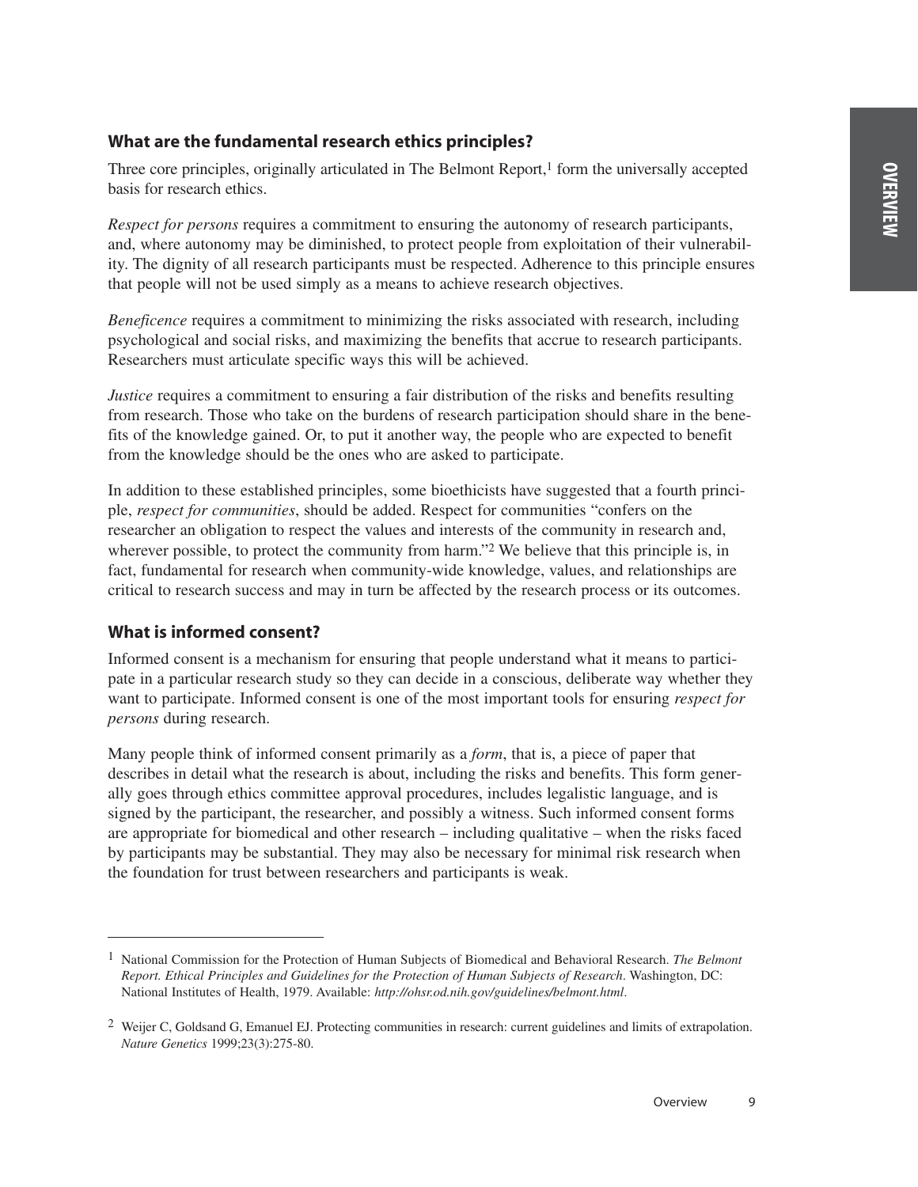## What are the fundamental research ethics principles?

Three core principles, originally articulated in The Belmont Report,[1] form the universally accepted basis for research ethics.

*Respect for persons* requires a commitment to ensuring the autonomy of research participants, and, where autonomy may be diminished, to protect people from exploitation of their vulnerability. The dignity of all research participants must be respected. Adherence to this principle ensures that people will not be used simply as a means to achieve research objectives.

*Beneficence* requires a commitment to minimizing the risks associated with research, including psychological and social risks, and maximizing the benefits that accrue to research participants. Researchers must articulate specific ways this will be achieved.

*Justice* requires a commitment to ensuring a fair distribution of the risks and benefits resulting from research. Those who take on the burdens of research participation should share in the benefits of the knowledge gained. Or, to put it another way, the people who are expected to benefit from the knowledge should be the ones who are asked to participate.

In addition to these established principles, some bioethicists have suggested that a fourth principle, *respect for communities*, should be added. Respect for communities "confers on the researcher an obligation to respect the values and interests of the community in research and, wherever possible, to protect the community from harm."[2] We believe that this principle is, in fact, fundamental for research when community-wide knowledge, values, and relationships are critical to research success and may in turn be affected by the research process or its outcomes.

## What is informed consent?

Informed consent is a mechanism for ensuring that people understand what it means to participate in a particular research study so they can decide in a conscious, deliberate way whether they want to participate. Informed consent is one of the most important tools for ensuring *respect for persons* during research.

Many people think of informed consent primarily as a *form*, that is, a piece of paper that describes in detail what the research is about, including the risks and benefits. This form generally goes through ethics committee approval procedures, includes legalistic language, and is signed by the participant, the researcher, and possibly a witness. Such informed consent forms are appropriate for biomedical and other research – including qualitative – when the risks faced by participants may be substantial. They may also be necessary for minimal risk research when the foundation for trust between researchers and participants is weak.

---

[1] National Commission for the Protection of Human Subjects of Biomedical and Behavioral Research. *The Belmont Report. Ethical Principles and Guidelines for the Protection of Human Subjects of Research*. Washington, DC: National Institutes of Health, 1979. Available: *http://ohsr.od.nih.gov/guidelines/belmont.html*.

[2] Weijer C, Goldsand G, Emanuel EJ. Protecting communities in research: current guidelines and limits of extrapolation. *Nature Genetics* 1999;23(3):275-80.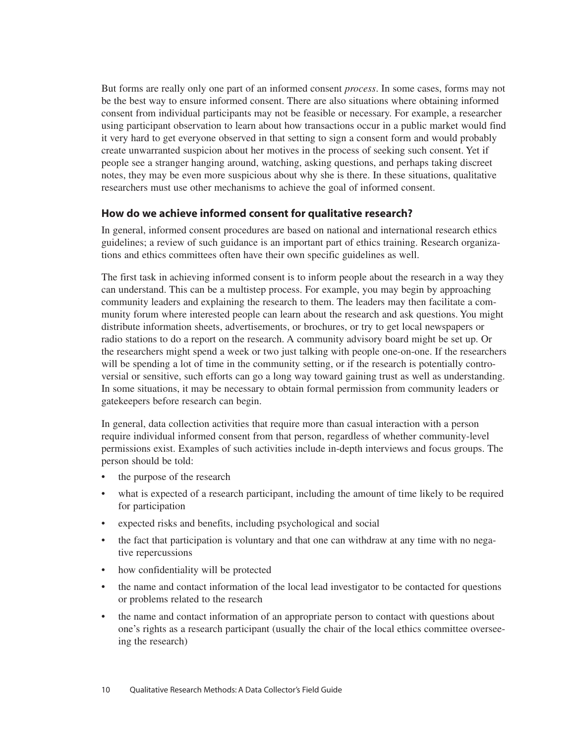But forms are really only one part of an informed consent *process*. In some cases, forms may not be the best way to ensure informed consent. There are also situations where obtaining informed consent from individual participants may not be feasible or necessary. For example, a researcher using participant observation to learn about how transactions occur in a public market would find it very hard to get everyone observed in that setting to sign a consent form and would probably create unwarranted suspicion about her motives in the process of seeking such consent. Yet if people see a stranger hanging around, watching, asking questions, and perhaps taking discreet notes, they may be even more suspicious about why she is there. In these situations, qualitative researchers must use other mechanisms to achieve the goal of informed consent.

### How do we achieve informed consent for qualitative research?

In general, informed consent procedures are based on national and international research ethics guidelines; a review of such guidance is an important part of ethics training. Research organizations and ethics committees often have their own specific guidelines as well.

The first task in achieving informed consent is to inform people about the research in a way they can understand. This can be a multistep process. For example, you may begin by approaching community leaders and explaining the research to them. The leaders may then facilitate a community forum where interested people can learn about the research and ask questions. You might distribute information sheets, advertisements, or brochures, or try to get local newspapers or radio stations to do a report on the research. A community advisory board might be set up. Or the researchers might spend a week or two just talking with people one-on-one. If the researchers will be spending a lot of time in the community setting, or if the research is potentially controversial or sensitive, such efforts can go a long way toward gaining trust as well as understanding. In some situations, it may be necessary to obtain formal permission from community leaders or gatekeepers before research can begin.

In general, data collection activities that require more than casual interaction with a person require individual informed consent from that person, regardless of whether community-level permissions exist. Examples of such activities include in-depth interviews and focus groups. The person should be told:

- the purpose of the research
- what is expected of a research participant, including the amount of time likely to be required for participation
- expected risks and benefits, including psychological and social
- the fact that participation is voluntary and that one can withdraw at any time with no negative repercussions
- how confidentiality will be protected
- the name and contact information of the local lead investigator to be contacted for questions or problems related to the research
- the name and contact information of an appropriate person to contact with questions about one's rights as a research participant (usually the chair of the local ethics committee overseeing the research)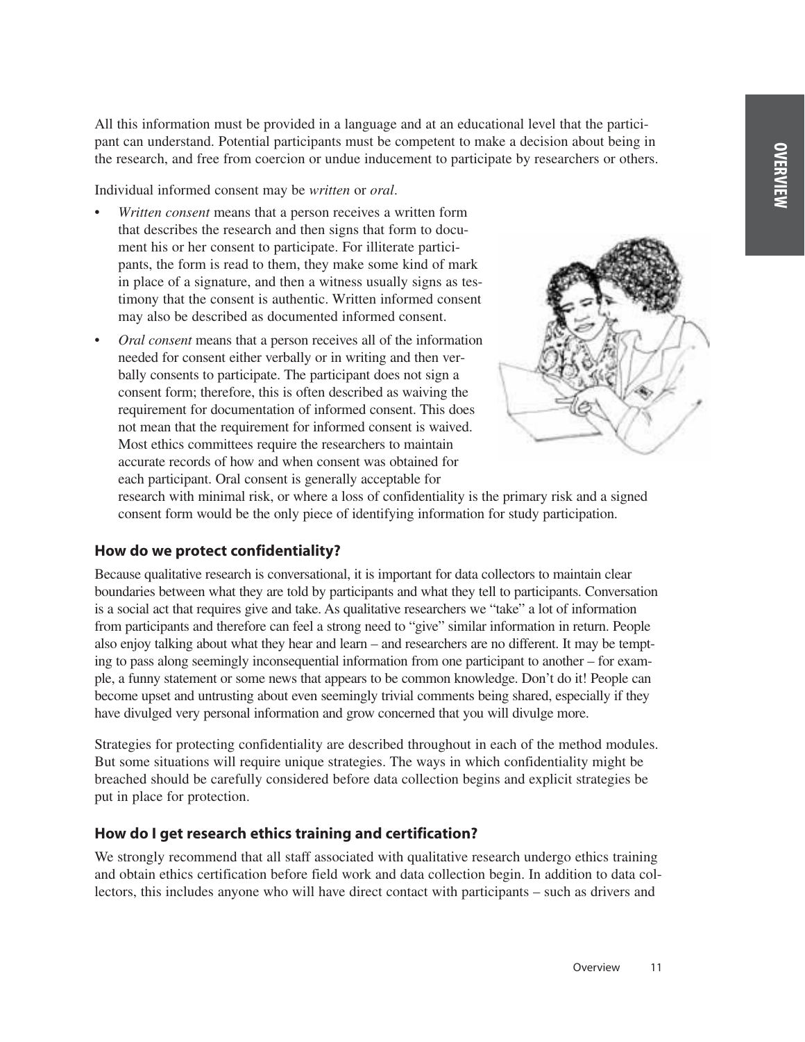All this information must be provided in a language and at an educational level that the participant can understand. Potential participants must be competent to make a decision about being in the research, and free from coercion or undue inducement to participate by researchers or others.

Individual informed consent may be *written* or *oral*.

- *Written consent* means that a person receives a written form that describes the research and then signs that form to document his or her consent to participate. For illiterate participants, the form is read to them, they make some kind of mark in place of a signature, and then a witness usually signs as testimony that the consent is authentic. Written informed consent may also be described as documented informed consent.
- *Oral consent* means that a person receives all of the information needed for consent either verbally or in writing and then verbally consents to participate. The participant does not sign a consent form; therefore, this is often described as waiving the requirement for documentation of informed consent. This does not mean that the requirement for informed consent is waived. Most ethics committees require the researchers to maintain accurate records of how and when consent was obtained for each participant. Oral consent is generally acceptable for research with minimal risk, or where a loss of confidentiality is the primary risk and a signed consent form would be the only piece of identifying information for study participation.

### How do we protect confidentiality?

Because qualitative research is conversational, it is important for data collectors to maintain clear boundaries between what they are told by participants and what they tell to participants. Conversation is a social act that requires give and take. As qualitative researchers we "take" a lot of information from participants and therefore can feel a strong need to "give" similar information in return. People also enjoy talking about what they hear and learn – and researchers are no different. It may be tempting to pass along seemingly inconsequential information from one participant to another – for example, a funny statement or some news that appears to be common knowledge. Don't do it! People can become upset and untrusting about even seemingly trivial comments being shared, especially if they have divulged very personal information and grow concerned that you will divulge more.

Strategies for protecting confidentiality are described throughout in each of the method modules. But some situations will require unique strategies. The ways in which confidentiality might be breached should be carefully considered before data collection begins and explicit strategies be put in place for protection.

### How do I get research ethics training and certification?

We strongly recommend that all staff associated with qualitative research undergo ethics training and obtain ethics certification before field work and data collection begin. In addition to data collectors, this includes anyone who will have direct contact with participants – such as drivers and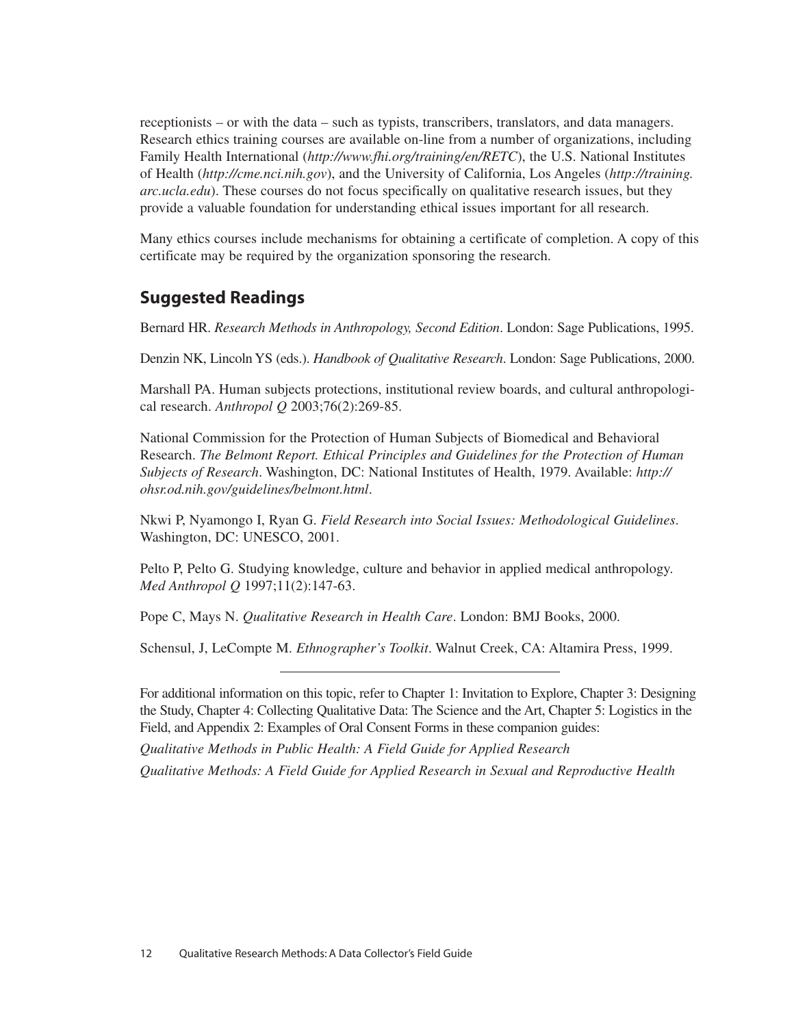receptionists – or with the data – such as typists, transcribers, translators, and data managers. Research ethics training courses are available on-line from a number of organizations, including Family Health International (*http://www.fhi.org/training/en/RETC*), the U.S. National Institutes of Health (*http://cme.nci.nih.gov*), and the University of California, Los Angeles (*http://training.arc.ucla.edu*). These courses do not focus specifically on qualitative research issues, but they provide a valuable foundation for understanding ethical issues important for all research.

Many ethics courses include mechanisms for obtaining a certificate of completion. A copy of this certificate may be required by the organization sponsoring the research.

## Suggested Readings

Bernard HR. *Research Methods in Anthropology, Second Edition*. London: Sage Publications, 1995.

Denzin NK, Lincoln YS (eds.). *Handbook of Qualitative Research*. London: Sage Publications, 2000.

Marshall PA. Human subjects protections, institutional review boards, and cultural anthropological research. *Anthropol Q* 2003;76(2):269-85.

National Commission for the Protection of Human Subjects of Biomedical and Behavioral Research. *The Belmont Report. Ethical Principles and Guidelines for the Protection of Human Subjects of Research*. Washington, DC: National Institutes of Health, 1979. Available: *http://ohsr.od.nih.gov/guidelines/belmont.html*.

Nkwi P, Nyamongo I, Ryan G. *Field Research into Social Issues: Methodological Guidelines*. Washington, DC: UNESCO, 2001.

Pelto P, Pelto G. Studying knowledge, culture and behavior in applied medical anthropology. *Med Anthropol Q* 1997;11(2):147-63.

Pope C, Mays N. *Qualitative Research in Health Care*. London: BMJ Books, 2000.

Schensul, J, LeCompte M. *Ethnographer's Toolkit*. Walnut Creek, CA: Altamira Press, 1999.

---

For additional information on this topic, refer to Chapter 1: Invitation to Explore, Chapter 3: Designing the Study, Chapter 4: Collecting Qualitative Data: The Science and the Art, Chapter 5: Logistics in the Field, and Appendix 2: Examples of Oral Consent Forms in these companion guides:

*Qualitative Methods in Public Health: A Field Guide for Applied Research*

*Qualitative Methods: A Field Guide for Applied Research in Sexual and Reproductive Health*